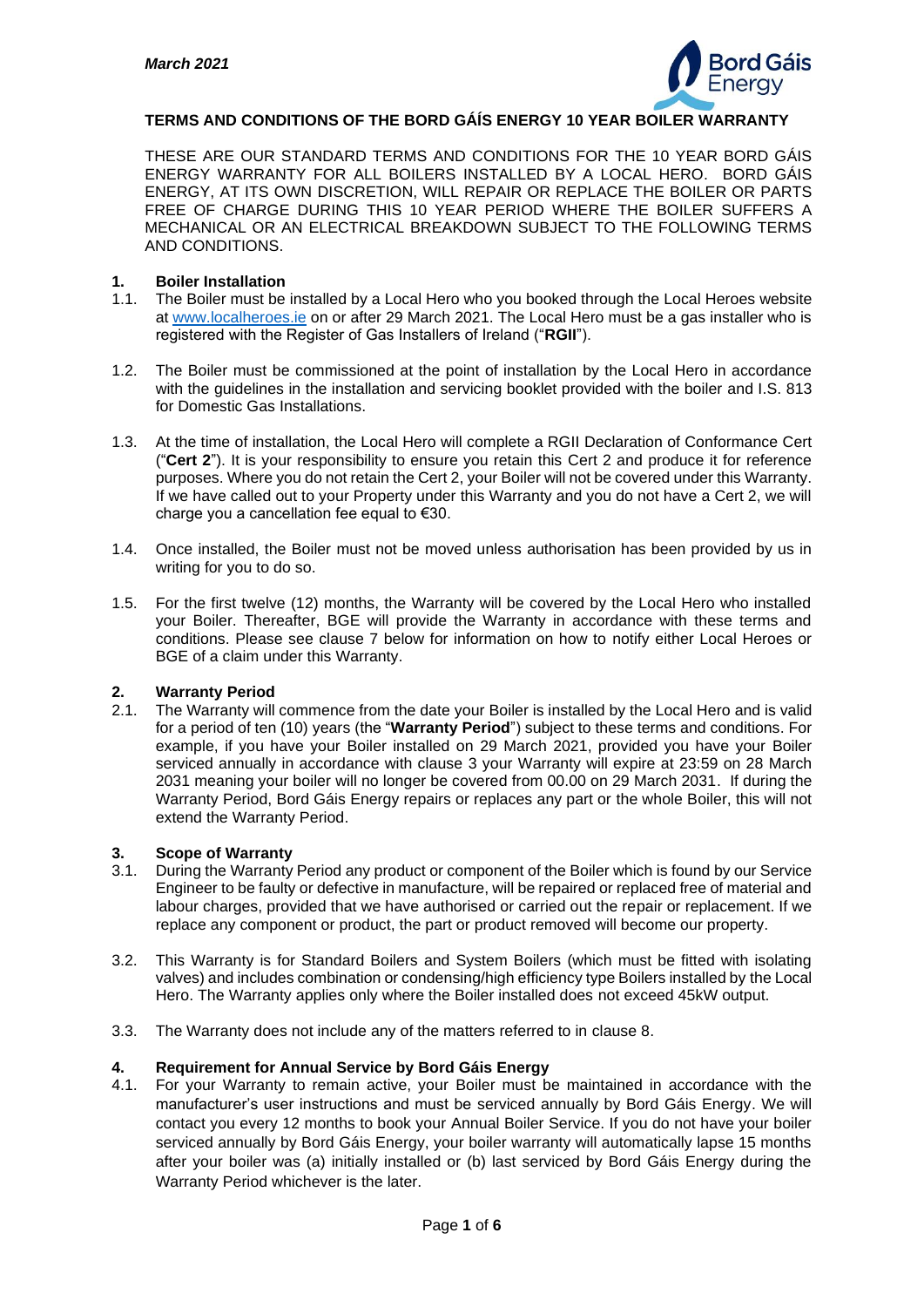*March 2021*

# TERMS AND CONDITIONS OF THE BORD GÁÍS ENERGY 10 YEAR BOILER WARRANTY

THESE ARE OUR STANDARD TERMS AND CONDITIONS FOR THE 10 YEAR BORD GÁIS ENERGY WARRANTY FOR ALL BOILERS INSTALLED BY A LOCAL HERO. BORD GÁIS ENERGY, AT ITS OWN DISCRETION, WILL REPAIR OR REPLACE THE BOILER OR PARTS FREE OF CHARGE DURING THIS 10 YEAR PERIOD WHERE THE BOILER SUFFERS A MECHANICAL OR AN ELECTRICAL BREAKDOWN SUBJECT TO THE FOLLOWING TERMS AND CONDITIONS.

## 1. Boiler Installation

1.1. The Boiler must be installed by a Local Hero who you booked through the Local Heroes website at www.localheroes.ie on or after 29 March 2021. The Local Hero must be a gas installer who is registered with the Register of Gas Installers of Ireland ("**RGII**").

1.2. The Boiler must be commissioned at the point of installation by the Local Hero in accordance with the guidelines in the installation and servicing booklet provided with the boiler and I.S. 813 for Domestic Gas Installations.

1.3. At the time of installation, the Local Hero will complete a RGII Declaration of Conformance Cert ("**Cert 2**"). It is your responsibility to ensure you retain this Cert 2 and produce it for reference purposes. Where you do not retain the Cert 2, your Boiler will not be covered under this Warranty. If we have called out to your Property under this Warranty and you do not have a Cert 2, we will charge you a cancellation fee equal to €30.

1.4. Once installed, the Boiler must not be moved unless authorisation has been provided by us in writing for you to do so.

1.5. For the first twelve (12) months, the Warranty will be covered by the Local Hero who installed your Boiler. Thereafter, BGE will provide the Warranty in accordance with these terms and conditions. Please see clause 7 below for information on how to notify either Local Heroes or BGE of a claim under this Warranty.

## 2. Warranty Period

2.1. The Warranty will commence from the date your Boiler is installed by the Local Hero and is valid for a period of ten (10) years (the "**Warranty Period**") subject to these terms and conditions. For example, if you have your Boiler installed on 29 March 2021, provided you have your Boiler serviced annually in accordance with clause 3 your Warranty will expire at 23:59 on 28 March 2031 meaning your boiler will no longer be covered from 00.00 on 29 March 2031. If during the Warranty Period, Bord Gáis Energy repairs or replaces any part or the whole Boiler, this will not extend the Warranty Period.

## 3. Scope of Warranty

3.1. During the Warranty Period any product or component of the Boiler which is found by our Service Engineer to be faulty or defective in manufacture, will be repaired or replaced free of material and labour charges, provided that we have authorised or carried out the repair or replacement. If we replace any component or product, the part or product removed will become our property.

3.2. This Warranty is for Standard Boilers and System Boilers (which must be fitted with isolating valves) and includes combination or condensing/high efficiency type Boilers installed by the Local Hero. The Warranty applies only where the Boiler installed does not exceed 45kW output.

3.3. The Warranty does not include any of the matters referred to in clause 8.

## 4. Requirement for Annual Service by Bord Gáis Energy

4.1. For your Warranty to remain active, your Boiler must be maintained in accordance with the manufacturer's user instructions and must be serviced annually by Bord Gáis Energy. We will contact you every 12 months to book your Annual Boiler Service. If you do not have your boiler serviced annually by Bord Gáis Energy, your boiler warranty will automatically lapse 15 months after your boiler was (a) initially installed or (b) last serviced by Bord Gáis Energy during the Warranty Period whichever is the later.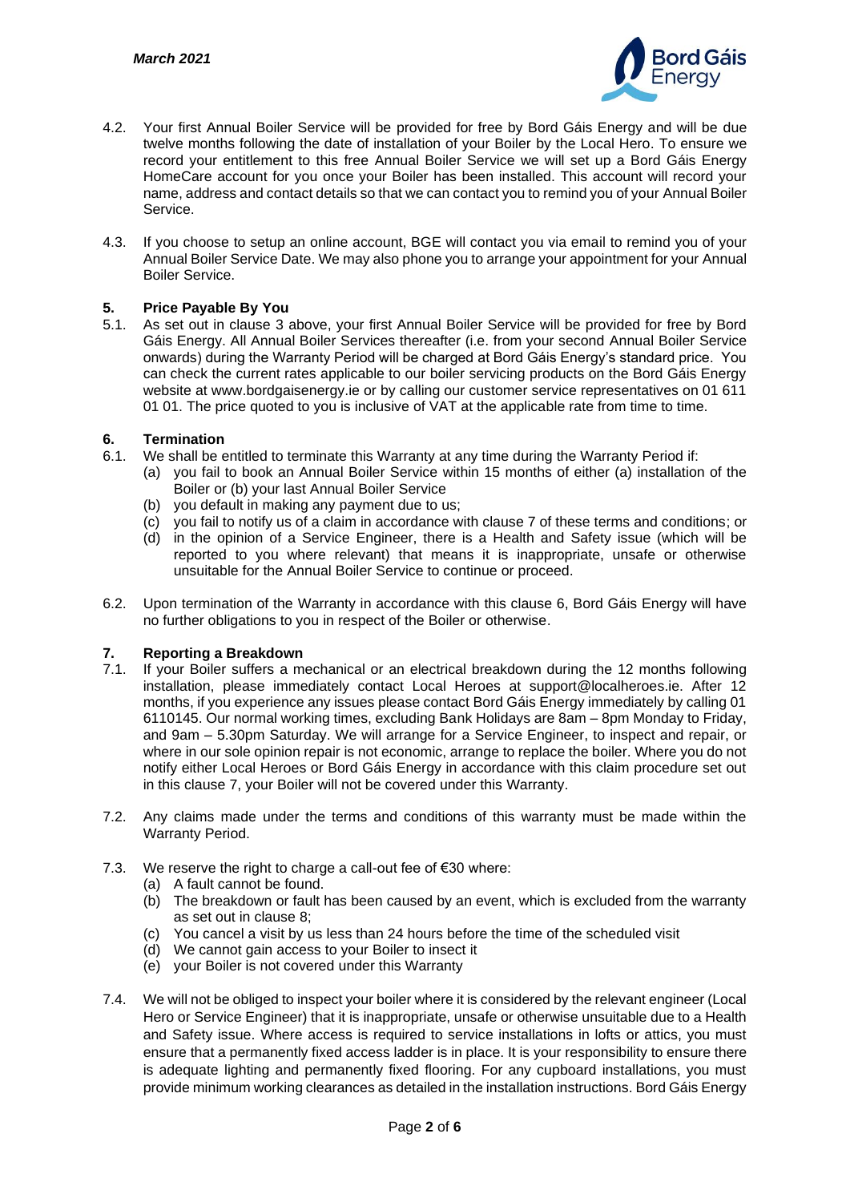4.2. Your first Annual Boiler Service will be provided for free by Bord Gáis Energy and will be due twelve months following the date of installation of your Boiler by the Local Hero. To ensure we record your entitlement to this free Annual Boiler Service we will set up a Bord Gáis Energy HomeCare account for you once your Boiler has been installed. This account will record your name, address and contact details so that we can contact you to remind you of your Annual Boiler Service.

4.3. If you choose to setup an online account, BGE will contact you via email to remind you of your Annual Boiler Service Date. We may also phone you to arrange your appointment for your Annual Boiler Service.

## 5. Price Payable By You

5.1. As set out in clause 3 above, your first Annual Boiler Service will be provided for free by Bord Gáis Energy. All Annual Boiler Services thereafter (i.e. from your second Annual Boiler Service onwards) during the Warranty Period will be charged at Bord Gáis Energy's standard price. You can check the current rates applicable to our boiler servicing products on the Bord Gáis Energy website at www.bordgaisenergy.ie or by calling our customer service representatives on 01 611 01 01. The price quoted to you is inclusive of VAT at the applicable rate from time to time.

## 6. Termination

6.1. We shall be entitled to terminate this Warranty at any time during the Warranty Period if:
   (a) you fail to book an Annual Boiler Service within 15 months of either (a) installation of the Boiler or (b) your last Annual Boiler Service
   (b) you default in making any payment due to us;
   (c) you fail to notify us of a claim in accordance with clause 7 of these terms and conditions; or
   (d) in the opinion of a Service Engineer, there is a Health and Safety issue (which will be reported to you where relevant) that means it is inappropriate, unsafe or otherwise unsuitable for the Annual Boiler Service to continue or proceed.

6.2. Upon termination of the Warranty in accordance with this clause 6, Bord Gáis Energy will have no further obligations to you in respect of the Boiler or otherwise.

## 7. Reporting a Breakdown

7.1. If your Boiler suffers a mechanical or an electrical breakdown during the 12 months following installation, please immediately contact Local Heroes at support@localheroes.ie. After 12 months, if you experience any issues please contact Bord Gáis Energy immediately by calling 01 6110145. Our normal working times, excluding Bank Holidays are 8am – 8pm Monday to Friday, and 9am – 5.30pm Saturday. We will arrange for a Service Engineer, to inspect and repair, or where in our sole opinion repair is not economic, arrange to replace the boiler. Where you do not notify either Local Heroes or Bord Gáis Energy in accordance with this claim procedure set out in this clause 7, your Boiler will not be covered under this Warranty.

7.2. Any claims made under the terms and conditions of this warranty must be made within the Warranty Period.

7.3. We reserve the right to charge a call-out fee of €30 where:
   (a) A fault cannot be found.
   (b) The breakdown or fault has been caused by an event, which is excluded from the warranty as set out in clause 8;
   (c) You cancel a visit by us less than 24 hours before the time of the scheduled visit
   (d) We cannot gain access to your Boiler to insect it
   (e) your Boiler is not covered under this Warranty

7.4. We will not be obliged to inspect your boiler where it is considered by the relevant engineer (Local Hero or Service Engineer) that it is inappropriate, unsafe or otherwise unsuitable due to a Health and Safety issue. Where access is required to service installations in lofts or attics, you must ensure that a permanently fixed access ladder is in place. It is your responsibility to ensure there is adequate lighting and permanently fixed flooring. For any cupboard installations, you must provide minimum working clearances as detailed in the installation instructions. Bord Gáis Energy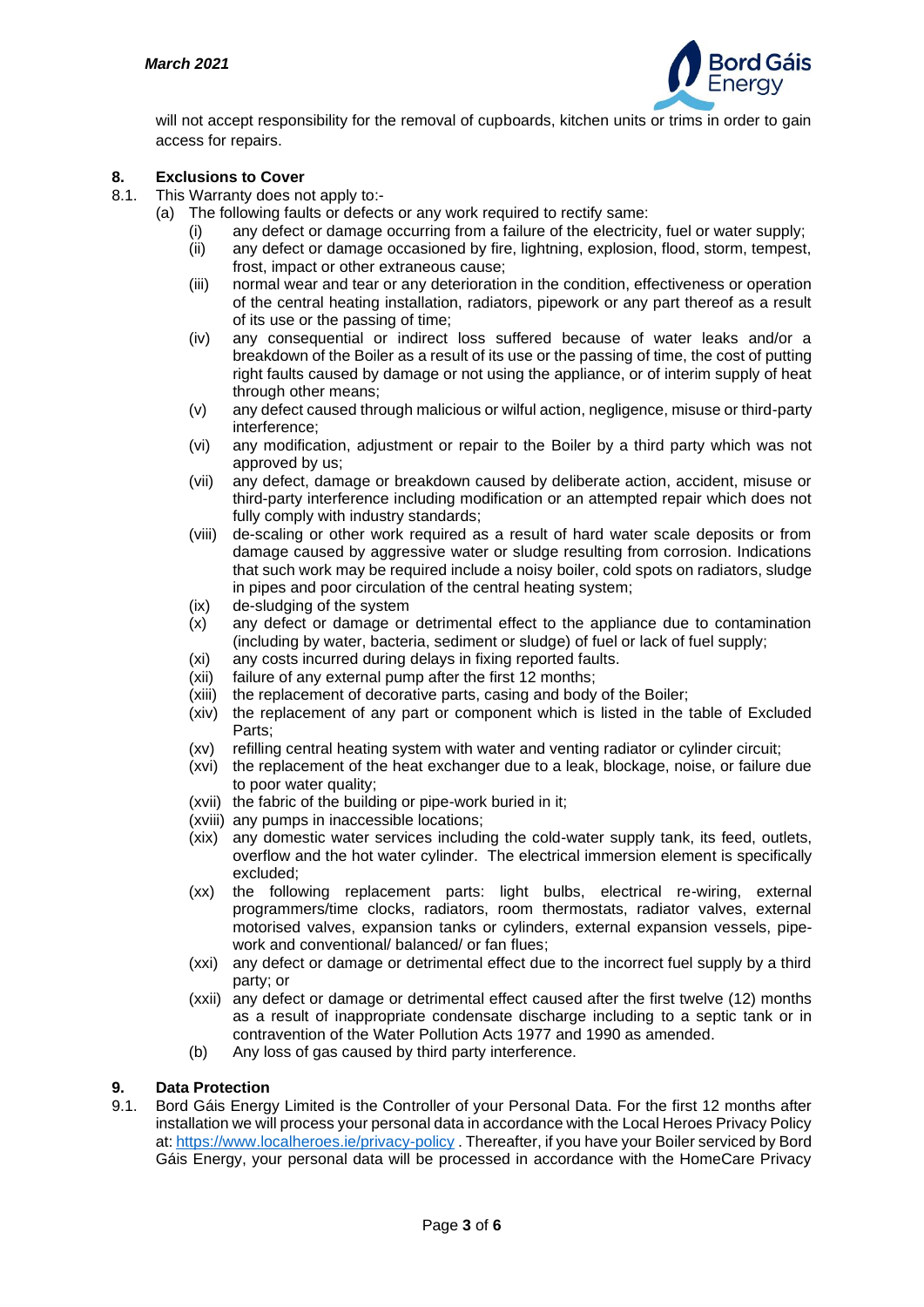will not accept responsibility for the removal of cupboards, kitchen units or trims in order to gain access for repairs.

## 8. Exclusions to Cover

8.1. This Warranty does not apply to:-

(a) The following faults or defects or any work required to rectify same:

- (i) any defect or damage occurring from a failure of the electricity, fuel or water supply;
- (ii) any defect or damage occasioned by fire, lightning, explosion, flood, storm, tempest, frost, impact or other extraneous cause;
- (iii) normal wear and tear or any deterioration in the condition, effectiveness or operation of the central heating installation, radiators, pipework or any part thereof as a result of its use or the passing of time;
- (iv) any consequential or indirect loss suffered because of water leaks and/or a breakdown of the Boiler as a result of its use or the passing of time, the cost of putting right faults caused by damage or not using the appliance, or of interim supply of heat through other means;
- (v) any defect caused through malicious or wilful action, negligence, misuse or third-party interference;
- (vi) any modification, adjustment or repair to the Boiler by a third party which was not approved by us;
- (vii) any defect, damage or breakdown caused by deliberate action, accident, misuse or third-party interference including modification or an attempted repair which does not fully comply with industry standards;
- (viii) de-scaling or other work required as a result of hard water scale deposits or from damage caused by aggressive water or sludge resulting from corrosion. Indications that such work may be required include a noisy boiler, cold spots on radiators, sludge in pipes and poor circulation of the central heating system;
- (ix) de-sludging of the system
- (x) any defect or damage or detrimental effect to the appliance due to contamination (including by water, bacteria, sediment or sludge) of fuel or lack of fuel supply;
- (xi) any costs incurred during delays in fixing reported faults.
- (xii) failure of any external pump after the first 12 months;
- (xiii) the replacement of decorative parts, casing and body of the Boiler;
- (xiv) the replacement of any part or component which is listed in the table of Excluded Parts;
- (xv) refilling central heating system with water and venting radiator or cylinder circuit;
- (xvi) the replacement of the heat exchanger due to a leak, blockage, noise, or failure due to poor water quality;
- (xvii) the fabric of the building or pipe-work buried in it;
- (xviii) any pumps in inaccessible locations;
- (xix) any domestic water services including the cold-water supply tank, its feed, outlets, overflow and the hot water cylinder. The electrical immersion element is specifically excluded;
- (xx) the following replacement parts: light bulbs, electrical re-wiring, external programmers/time clocks, radiators, room thermostats, radiator valves, external motorised valves, expansion tanks or cylinders, external expansion vessels, pipe-work and conventional/ balanced/ or fan flues;
- (xxi) any defect or damage or detrimental effect due to the incorrect fuel supply by a third party; or
- (xxii) any defect or damage or detrimental effect caused after the first twelve (12) months as a result of inappropriate condensate discharge including to a septic tank or in contravention of the Water Pollution Acts 1977 and 1990 as amended.

(b) Any loss of gas caused by third party interference.

## 9. Data Protection

9.1. Bord Gáis Energy Limited is the Controller of your Personal Data. For the first 12 months after installation we will process your personal data in accordance with the Local Heroes Privacy Policy at: https://www.localheroes.ie/privacy-policy . Thereafter, if you have your Boiler serviced by Bord Gáis Energy, your personal data will be processed in accordance with the HomeCare Privacy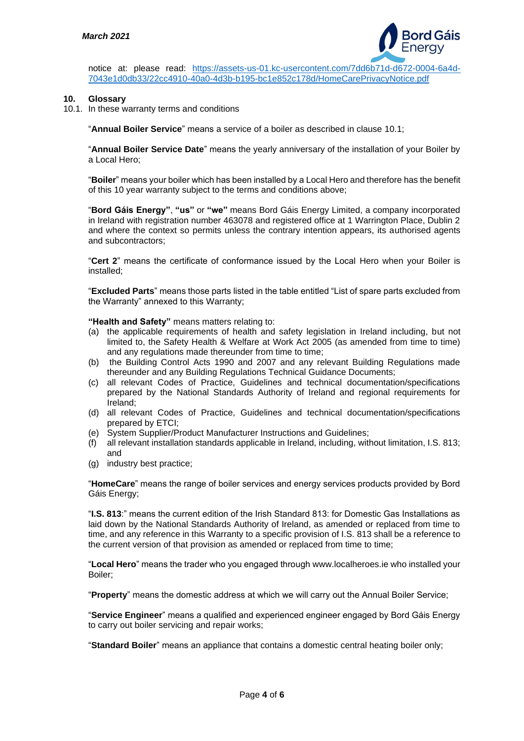notice at: please read: [https://assets-us-01.kc-usercontent.com/7dd6b71d-d672-0004-6a4d-7043e1d0db33/22cc4910-40a0-4d3b-b195-bc1e852c178d/HomeCarePrivacyNotice.pdf](https://assets-us-01.kc-usercontent.com/7dd6b71d-d672-0004-6a4d-7043e1d0db33/22cc4910-40a0-4d3b-b195-bc1e852c178d/HomeCarePrivacyNotice.pdf)

## 10. Glossary

10.1. In these warranty terms and conditions

"**Annual Boiler Service**" means a service of a boiler as described in clause 10.1;

"**Annual Boiler Service Date**" means the yearly anniversary of the installation of your Boiler by a Local Hero;

"**Boiler**" means your boiler which has been installed by a Local Hero and therefore has the benefit of this 10 year warranty subject to the terms and conditions above;

"**Bord Gáis Energy**", **"us"** or **"we"** means Bord Gáis Energy Limited, a company incorporated in Ireland with registration number 463078 and registered office at 1 Warrington Place, Dublin 2 and where the context so permits unless the contrary intention appears, its authorised agents and subcontractors;

"**Cert 2**" means the certificate of conformance issued by the Local Hero when your Boiler is installed;

"**Excluded Parts**" means those parts listed in the table entitled "List of spare parts excluded from the Warranty" annexed to this Warranty;

**"Health and Safety"** means matters relating to:

- (a) the applicable requirements of health and safety legislation in Ireland including, but not limited to, the Safety Health & Welfare at Work Act 2005 (as amended from time to time) and any regulations made thereunder from time to time;
- (b) the Building Control Acts 1990 and 2007 and any relevant Building Regulations made thereunder and any Building Regulations Technical Guidance Documents;
- (c) all relevant Codes of Practice, Guidelines and technical documentation/specifications prepared by the National Standards Authority of Ireland and regional requirements for Ireland;
- (d) all relevant Codes of Practice, Guidelines and technical documentation/specifications prepared by ETCI;
- (e) System Supplier/Product Manufacturer Instructions and Guidelines;
- (f) all relevant installation standards applicable in Ireland, including, without limitation, I.S. 813; and
- (g) industry best practice;

"**HomeCare**" means the range of boiler services and energy services products provided by Bord Gáis Energy;

"**I.S. 813**:" means the current edition of the Irish Standard 813: for Domestic Gas Installations as laid down by the National Standards Authority of Ireland, as amended or replaced from time to time, and any reference in this Warranty to a specific provision of I.S. 813 shall be a reference to the current version of that provision as amended or replaced from time to time;

"**Local Hero**" means the trader who you engaged through www.localheroes.ie who installed your Boiler;

"**Property**" means the domestic address at which we will carry out the Annual Boiler Service;

"**Service Engineer**" means a qualified and experienced engineer engaged by Bord Gáis Energy to carry out boiler servicing and repair works;

"**Standard Boiler**" means an appliance that contains a domestic central heating boiler only;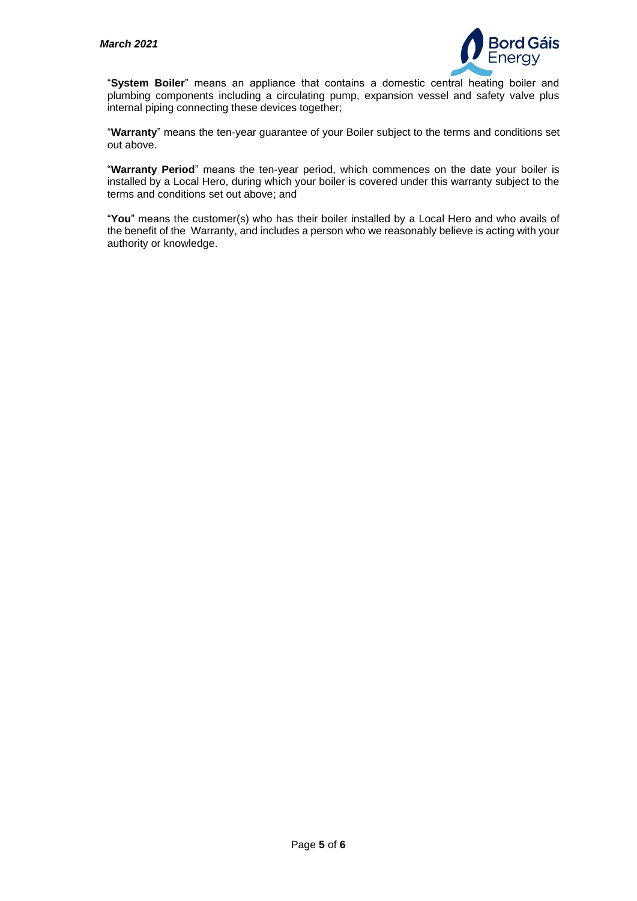"**System Boiler**" means an appliance that contains a domestic central heating boiler and plumbing components including a circulating pump, expansion vessel and safety valve plus internal piping connecting these devices together;

"**Warranty**" means the ten-year guarantee of your Boiler subject to the terms and conditions set out above.

"**Warranty Period**" means the ten-year period, which commences on the date your boiler is installed by a Local Hero, during which your boiler is covered under this warranty subject to the terms and conditions set out above; and

"**You**" means the customer(s) who has their boiler installed by a Local Hero and who avails of the benefit of the Warranty, and includes a person who we reasonably believe is acting with your authority or knowledge.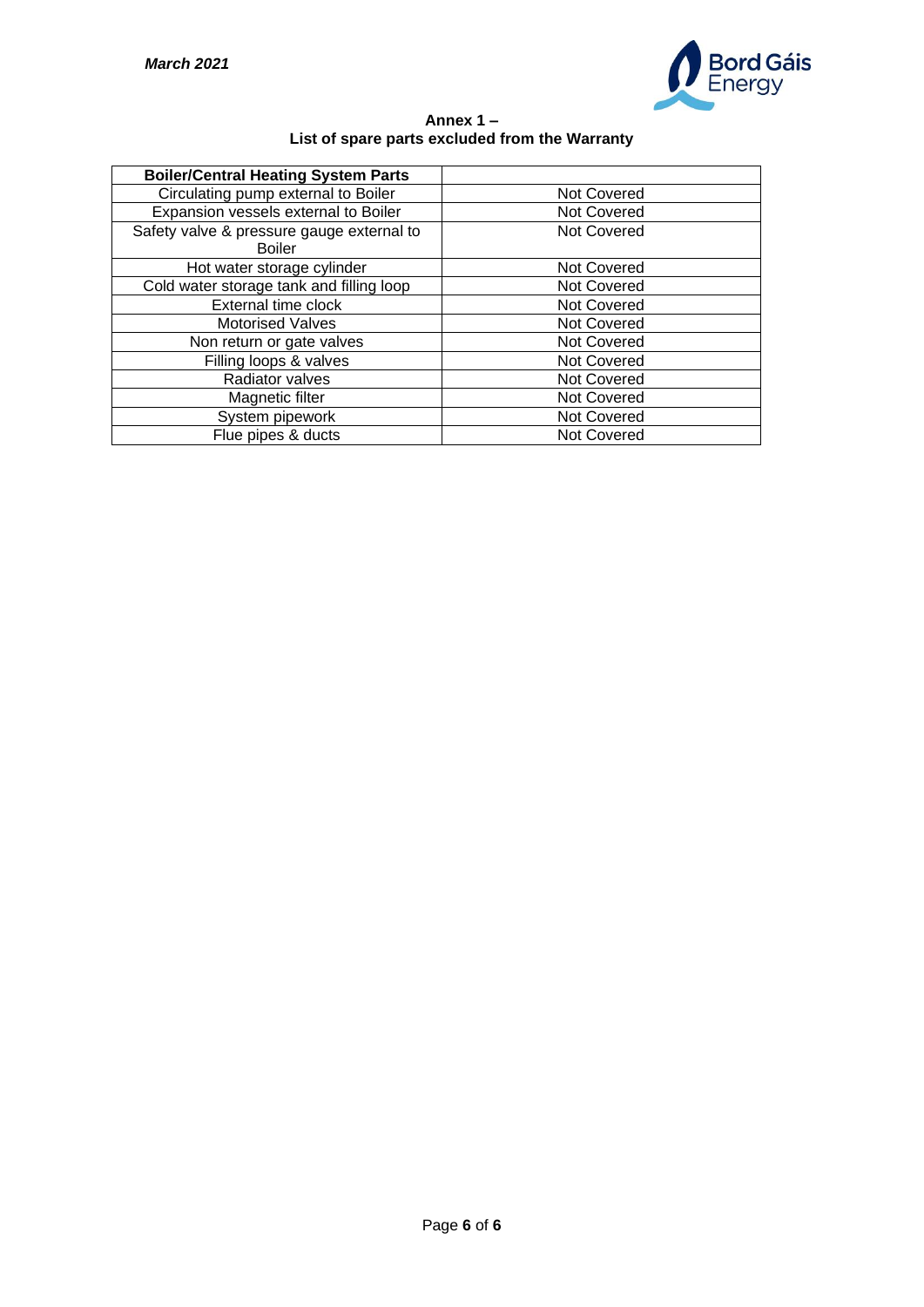*March 2021*

**Annex 1 –**
**List of spare parts excluded from the Warranty**

| **Boiler/Central Heating System Parts** | |
|---|---|
| Circulating pump external to Boiler | Not Covered |
| Expansion vessels external to Boiler | Not Covered |
| Safety valve & pressure gauge external to Boiler | Not Covered |
| Hot water storage cylinder | Not Covered |
| Cold water storage tank and filling loop | Not Covered |
| External time clock | Not Covered |
| Motorised Valves | Not Covered |
| Non return or gate valves | Not Covered |
| Filling loops & valves | Not Covered |
| Radiator valves | Not Covered |
| Magnetic filter | Not Covered |
| System pipework | Not Covered |
| Flue pipes & ducts | Not Covered |